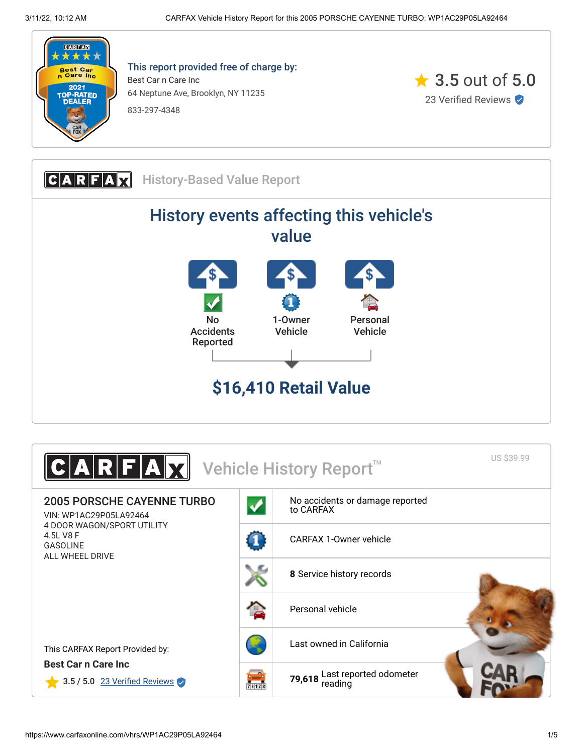**This report provided free of charge by:**

Best Car n Care Inc

64 Neptune Ave, Brooklyn, NY 11235

833-297-4348

3.5 out of 5.0

23 Verified Reviews

## CARFAX History-Based Value Report

# History events affecting this vehicle's value

No Accidents Reported

1-Owner Vehicle

Personal Vehicle

## $16,410 Retail Value

## CARFAX Vehicle History Report™

US $39.99

### 2005 PORSCHE CAYENNE TURBO

VIN: WP1AC29P05LA92464

4 DOOR WAGON/SPORT UTILITY

4.5L V8 F

GASOLINE

ALL WHEEL DRIVE

| |
|---|
| No accidents or damage reported to CARFAX |
| CARFAX 1-Owner vehicle |
| **8** Service history records |
| Personal vehicle |
| Last owned in California |
| **79,618** Last reported odometer reading |

This CARFAX Report Provided by:

**Best Car n Care Inc**

3.5 / 5.0 23 Verified Reviews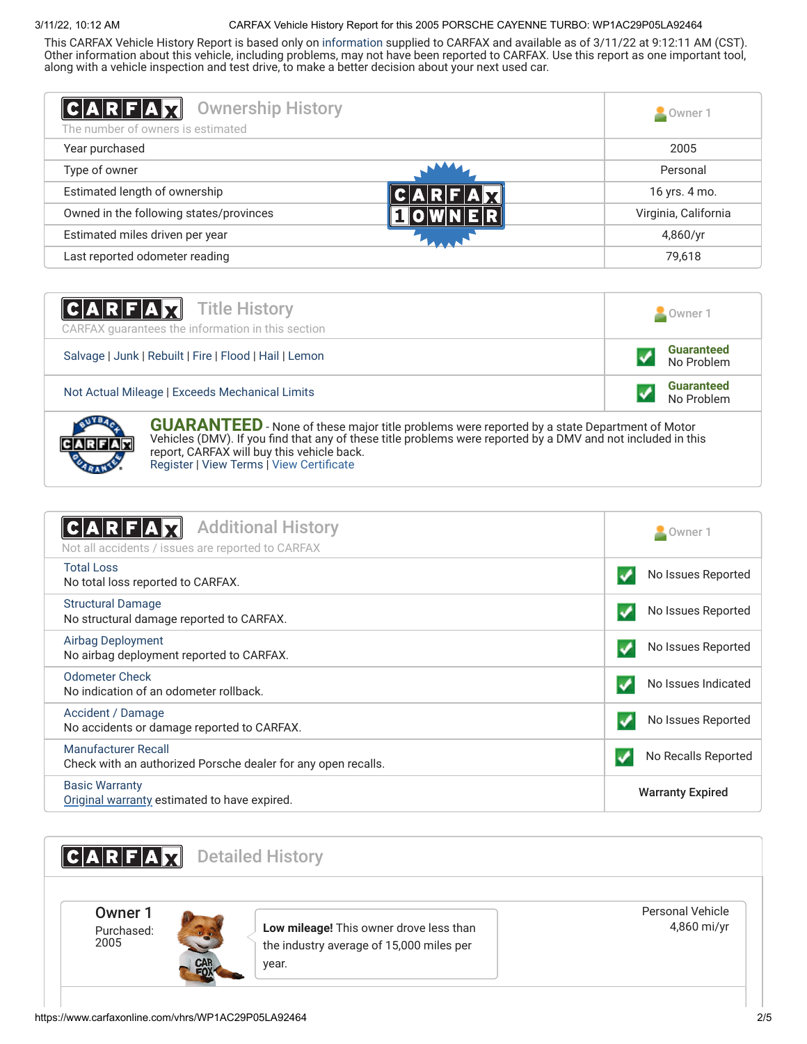This CARFAX Vehicle History Report is based only on information supplied to CARFAX and available as of 3/11/22 at 9:12:11 AM (CST). Other information about this vehicle, including problems, may not have been reported to CARFAX. Use this report as one important tool, along with a vehicle inspection and test drive, to make a better decision about your next used car.

## CARFAX Ownership History

The number of owners is estimated

CARFAX 1 OWNER

| | Owner 1 |
|---|---|
| Year purchased | 2005 |
| Type of owner | Personal |
| Estimated length of ownership | 16 yrs. 4 mo. |
| Owned in the following states/provinces | Virginia, California |
| Estimated miles driven per year | 4,860/yr |
| Last reported odometer reading | 79,618 |

## CARFAX Title History

CARFAX guarantees the information in this section

| | Owner 1 |
|---|---|
| Salvage \| Junk \| Rebuilt \| Fire \| Flood \| Hail \| Lemon | Guaranteed No Problem |
| Not Actual Mileage \| Exceeds Mechanical Limits | Guaranteed No Problem |

**GUARANTEED** - None of these major title problems were reported by a state Department of Motor Vehicles (DMV). If you find that any of these title problems were reported by a DMV and not included in this report, CARFAX will buy this vehicle back.
Register | View Terms | View Certificate

## CARFAX Additional History

Not all accidents / issues are reported to CARFAX

| | Owner 1 |
|---|---|
| Total Loss<br>No total loss reported to CARFAX. | No Issues Reported |
| Structural Damage<br>No structural damage reported to CARFAX. | No Issues Reported |
| Airbag Deployment<br>No airbag deployment reported to CARFAX. | No Issues Reported |
| Odometer Check<br>No indication of an odometer rollback. | No Issues Indicated |
| Accident / Damage<br>No accidents or damage reported to CARFAX. | No Issues Reported |
| Manufacturer Recall<br>Check with an authorized Porsche dealer for any open recalls. | No Recalls Reported |
| Basic Warranty<br>Original warranty estimated to have expired. | Warranty Expired |

## CARFAX Detailed History

**Owner 1**
Purchased: 2005

**Low mileage!** This owner drove less than the industry average of 15,000 miles per year.

Personal Vehicle
4,860 mi/yr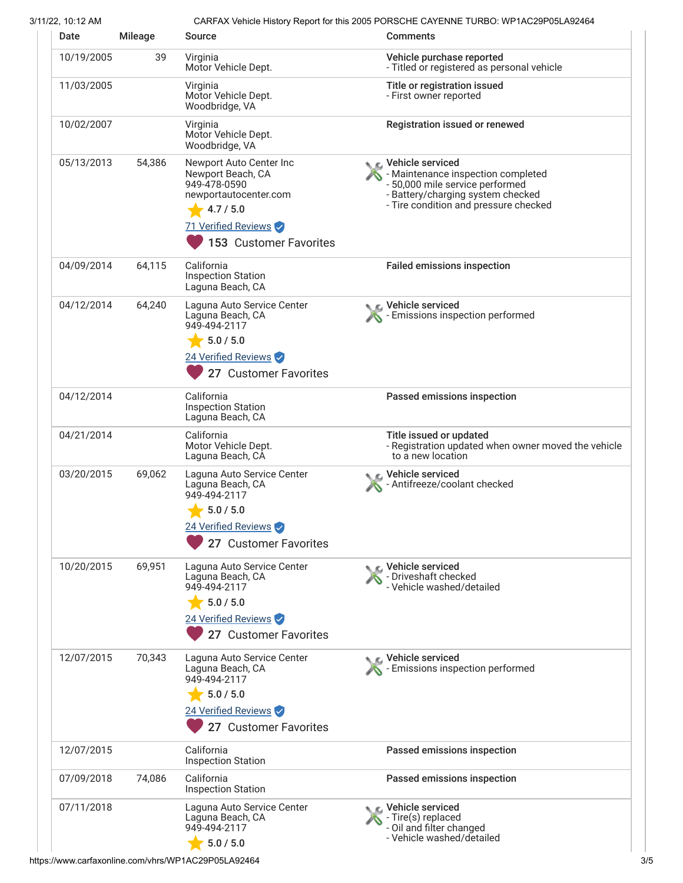| Date | Mileage | Source | Comments |
|---|---|---|---|
| 10/19/2005 | 39 | Virginia<br>Motor Vehicle Dept. | **Vehicle purchase reported**<br>- Titled or registered as personal vehicle |
| 11/03/2005 | | Virginia<br>Motor Vehicle Dept.<br>Woodbridge, VA | **Title or registration issued**<br>- First owner reported |
| 10/02/2007 | | Virginia<br>Motor Vehicle Dept.<br>Woodbridge, VA | **Registration issued or renewed** |
| 05/13/2013 | 54,386 | Newport Auto Center Inc<br>Newport Beach, CA<br>949-478-0590<br>newportautocenter.com<br>4.7 / 5.0<br>71 Verified Reviews<br>153 Customer Favorites | **Vehicle serviced**<br>- Maintenance inspection completed<br>- 50,000 mile service performed<br>- Battery/charging system checked<br>- Tire condition and pressure checked |
| 04/09/2014 | 64,115 | California<br>Inspection Station<br>Laguna Beach, CA | **Failed emissions inspection** |
| 04/12/2014 | 64,240 | Laguna Auto Service Center<br>Laguna Beach, CA<br>949-494-2117<br>5.0 / 5.0<br>24 Verified Reviews<br>27 Customer Favorites | **Vehicle serviced**<br>- Emissions inspection performed |
| 04/12/2014 | | California<br>Inspection Station<br>Laguna Beach, CA | **Passed emissions inspection** |
| 04/21/2014 | | California<br>Motor Vehicle Dept.<br>Laguna Beach, CA | **Title issued or updated**<br>- Registration updated when owner moved the vehicle to a new location |
| 03/20/2015 | 69,062 | Laguna Auto Service Center<br>Laguna Beach, CA<br>949-494-2117<br>5.0 / 5.0<br>24 Verified Reviews<br>27 Customer Favorites | **Vehicle serviced**<br>- Antifreeze/coolant checked |
| 10/20/2015 | 69,951 | Laguna Auto Service Center<br>Laguna Beach, CA<br>949-494-2117<br>5.0 / 5.0<br>24 Verified Reviews<br>27 Customer Favorites | **Vehicle serviced**<br>- Driveshaft checked<br>- Vehicle washed/detailed |
| 12/07/2015 | 70,343 | Laguna Auto Service Center<br>Laguna Beach, CA<br>949-494-2117<br>5.0 / 5.0<br>24 Verified Reviews<br>27 Customer Favorites | **Vehicle serviced**<br>- Emissions inspection performed |
| 12/07/2015 | | California<br>Inspection Station | **Passed emissions inspection** |
| 07/09/2018 | 74,086 | California<br>Inspection Station | **Passed emissions inspection** |
| 07/11/2018 | | Laguna Auto Service Center<br>Laguna Beach, CA<br>949-494-2117<br>5.0 / 5.0 | **Vehicle serviced**<br>- Tire(s) replaced<br>- Oil and filter changed<br>- Vehicle washed/detailed |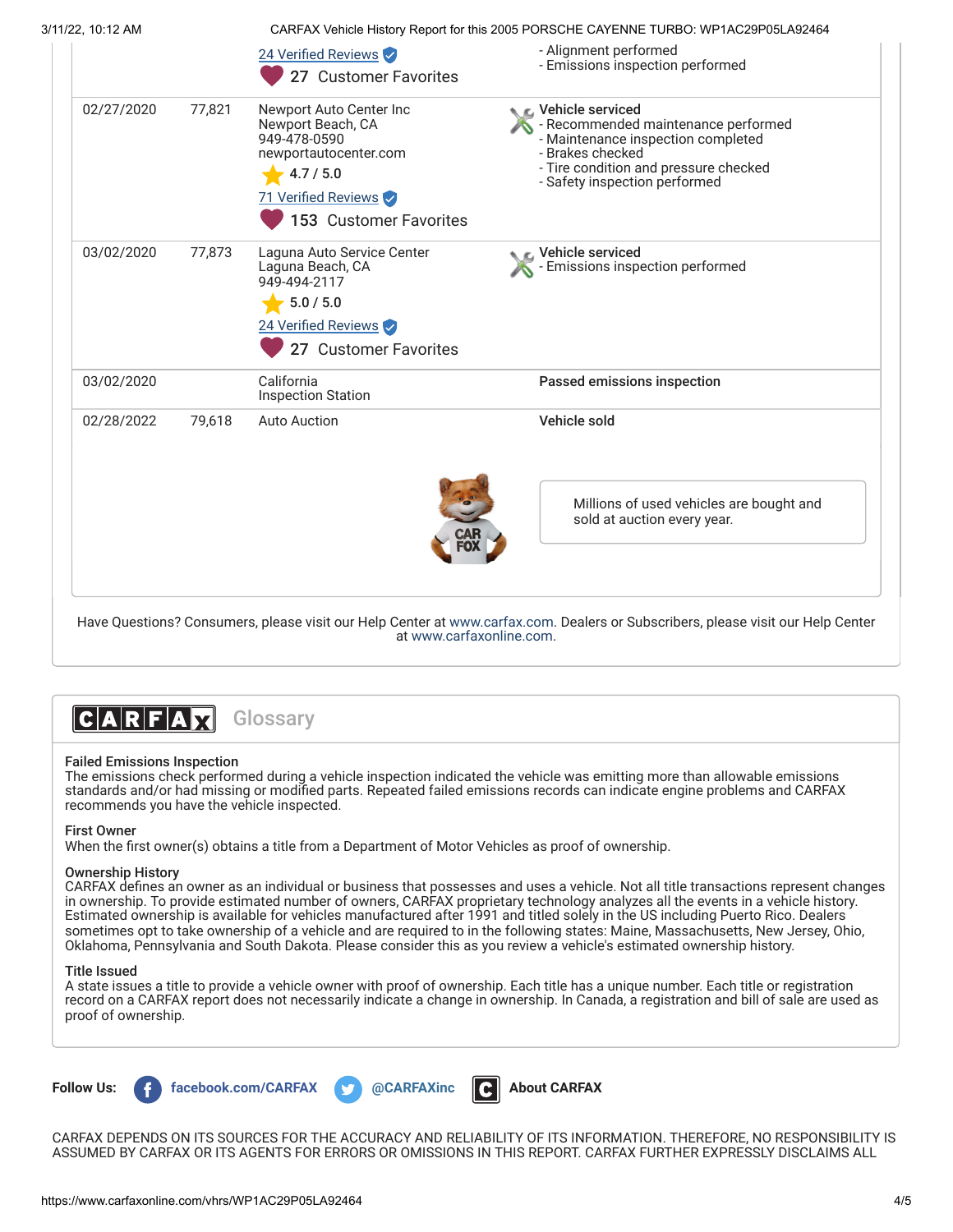| | | | |
|---|---|---|---|
| | | 24 Verified Reviews<br>27 Customer Favorites | - Alignment performed<br>- Emissions inspection performed |
| 02/27/2020 | 77,821 | Newport Auto Center Inc<br>Newport Beach, CA<br>949-478-0590<br>newportautocenter.com<br>4.7 / 5.0<br>71 Verified Reviews<br>153 Customer Favorites | **Vehicle serviced**<br>- Recommended maintenance performed<br>- Maintenance inspection completed<br>- Brakes checked<br>- Tire condition and pressure checked<br>- Safety inspection performed |
| 03/02/2020 | 77,873 | Laguna Auto Service Center<br>Laguna Beach, CA<br>949-494-2117<br>5.0 / 5.0<br>24 Verified Reviews<br>27 Customer Favorites | **Vehicle serviced**<br>- Emissions inspection performed |
| 03/02/2020 | | California<br>Inspection Station | **Passed emissions inspection** |
| 02/28/2022 | 79,618 | Auto Auction | **Vehicle sold**<br>Millions of used vehicles are bought and sold at auction every year. |

Have Questions? Consumers, please visit our Help Center at www.carfax.com. Dealers or Subscribers, please visit our Help Center at www.carfaxonline.com.

## CARFAX Glossary

**Failed Emissions Inspection**
The emissions check performed during a vehicle inspection indicated the vehicle was emitting more than allowable emissions standards and/or had missing or modified parts. Repeated failed emissions records can indicate engine problems and CARFAX recommends you have the vehicle inspected.

**First Owner**
When the first owner(s) obtains a title from a Department of Motor Vehicles as proof of ownership.

**Ownership History**
CARFAX defines an owner as an individual or business that possesses and uses a vehicle. Not all title transactions represent changes in ownership. To provide estimated number of owners, CARFAX proprietary technology analyzes all the events in a vehicle history. Estimated ownership is available for vehicles manufactured after 1991 and titled solely in the US including Puerto Rico. Dealers sometimes opt to take ownership of a vehicle and are required to in the following states: Maine, Massachusetts, New Jersey, Ohio, Oklahoma, Pennsylvania and South Dakota. Please consider this as you review a vehicle's estimated ownership history.

**Title Issued**
A state issues a title to provide a vehicle owner with proof of ownership. Each title has a unique number. Each title or registration record on a CARFAX report does not necessarily indicate a change in ownership. In Canada, a registration and bill of sale are used as proof of ownership.

**Follow Us:** facebook.com/CARFAX @CARFAXinc About CARFAX

CARFAX DEPENDS ON ITS SOURCES FOR THE ACCURACY AND RELIABILITY OF ITS INFORMATION. THEREFORE, NO RESPONSIBILITY IS ASSUMED BY CARFAX OR ITS AGENTS FOR ERRORS OR OMISSIONS IN THIS REPORT. CARFAX FURTHER EXPRESSLY DISCLAIMS ALL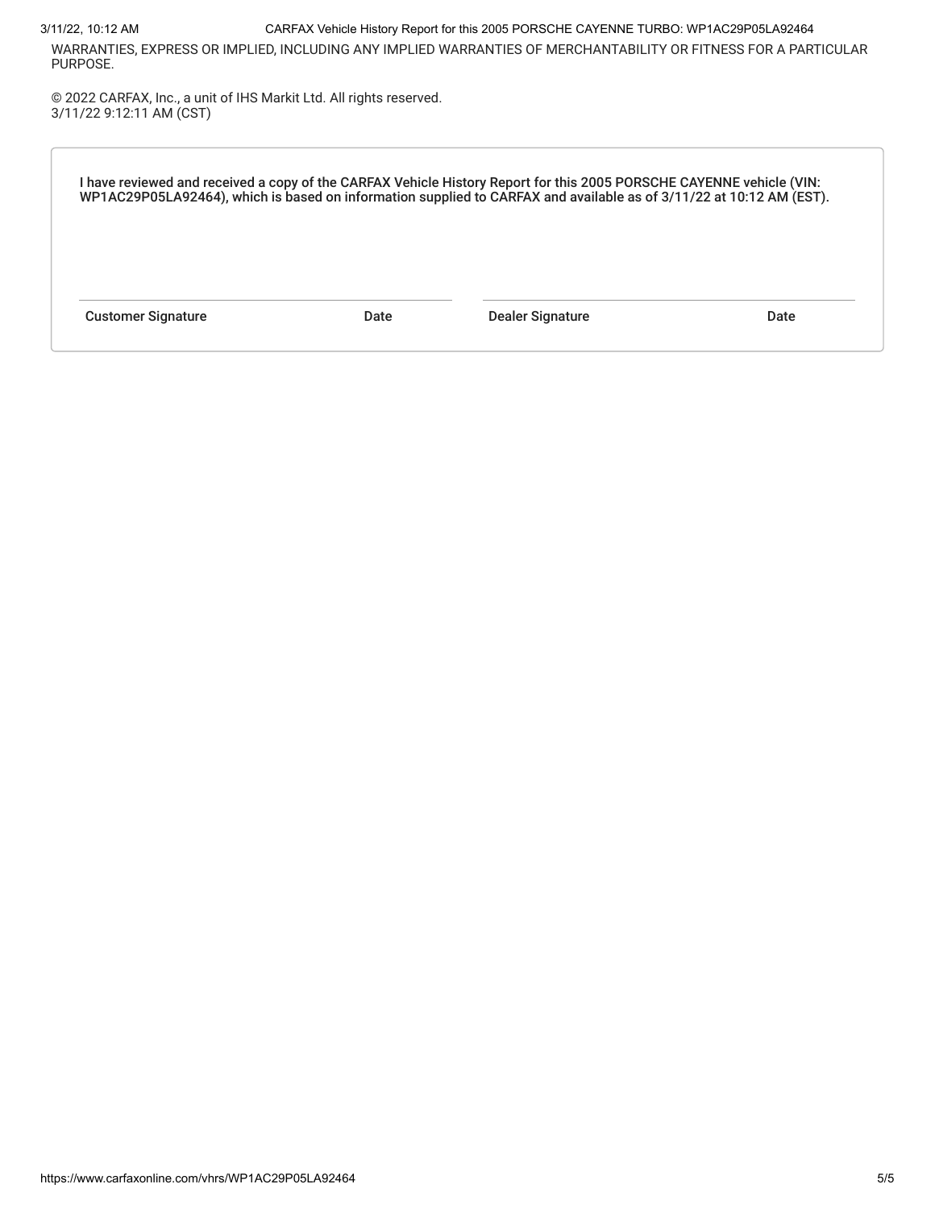WARRANTIES, EXPRESS OR IMPLIED, INCLUDING ANY IMPLIED WARRANTIES OF MERCHANTABILITY OR FITNESS FOR A PARTICULAR PURPOSE.

© 2022 CARFAX, Inc., a unit of IHS Markit Ltd. All rights reserved.
3/11/22 9:12:11 AM (CST)

I have reviewed and received a copy of the CARFAX Vehicle History Report for this 2005 PORSCHE CAYENNE vehicle (VIN: WP1AC29P05LA92464), which is based on information supplied to CARFAX and available as of 3/11/22 at 10:12 AM (EST).

| | | | |
|---|---|---|---|
| Customer Signature | Date | Dealer Signature | Date |